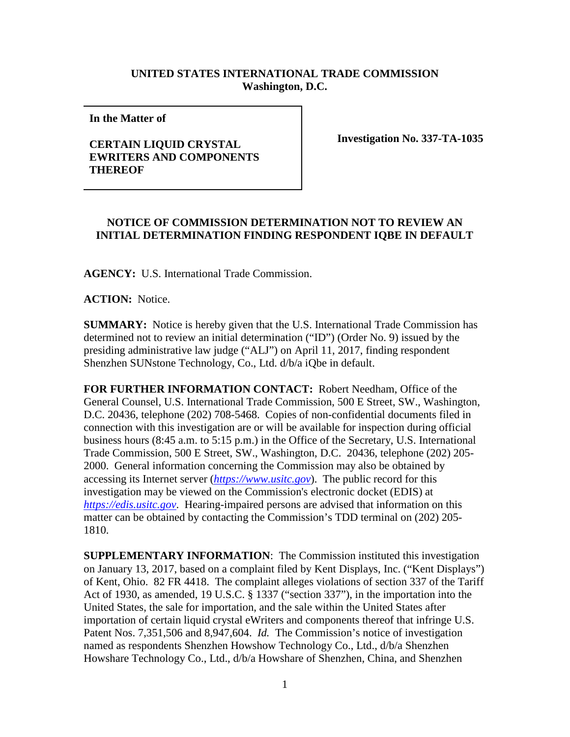**UNITED STATES INTERNATIONAL TRADE COMMISSION**
**Washington, D.C.**

| **In the Matter of** <br><br> **CERTAIN LIQUID CRYSTAL EWRITERS AND COMPONENTS THEREOF** | **Investigation No. 337-TA-1035** |
|---|---|

**NOTICE OF COMMISSION DETERMINATION NOT TO REVIEW AN INITIAL DETERMINATION FINDING RESPONDENT IQBE IN DEFAULT**

**AGENCY:** U.S. International Trade Commission.

**ACTION:** Notice.

**SUMMARY:** Notice is hereby given that the U.S. International Trade Commission has determined not to review an initial determination ("ID") (Order No. 9) issued by the presiding administrative law judge ("ALJ") on April 11, 2017, finding respondent Shenzhen SUNstone Technology, Co., Ltd. d/b/a iQbe in default.

**FOR FURTHER INFORMATION CONTACT:** Robert Needham, Office of the General Counsel, U.S. International Trade Commission, 500 E Street, SW., Washington, D.C. 20436, telephone (202) 708-5468. Copies of non-confidential documents filed in connection with this investigation are or will be available for inspection during official business hours (8:45 a.m. to 5:15 p.m.) in the Office of the Secretary, U.S. International Trade Commission, 500 E Street, SW., Washington, D.C. 20436, telephone (202) 205-2000. General information concerning the Commission may also be obtained by accessing its Internet server (*https://www.usitc.gov*). The public record for this investigation may be viewed on the Commission's electronic docket (EDIS) at *https://edis.usitc.gov*. Hearing-impaired persons are advised that information on this matter can be obtained by contacting the Commission's TDD terminal on (202) 205-1810.

**SUPPLEMENTARY INFORMATION**: The Commission instituted this investigation on January 13, 2017, based on a complaint filed by Kent Displays, Inc. ("Kent Displays") of Kent, Ohio. 82 FR 4418. The complaint alleges violations of section 337 of the Tariff Act of 1930, as amended, 19 U.S.C. § 1337 ("section 337"), in the importation into the United States, the sale for importation, and the sale within the United States after importation of certain liquid crystal eWriters and components thereof that infringe U.S. Patent Nos. 7,351,506 and 8,947,604. *Id.* The Commission's notice of investigation named as respondents Shenzhen Howshow Technology Co., Ltd., d/b/a Shenzhen Howshare Technology Co., Ltd., d/b/a Howshare of Shenzhen, China, and Shenzhen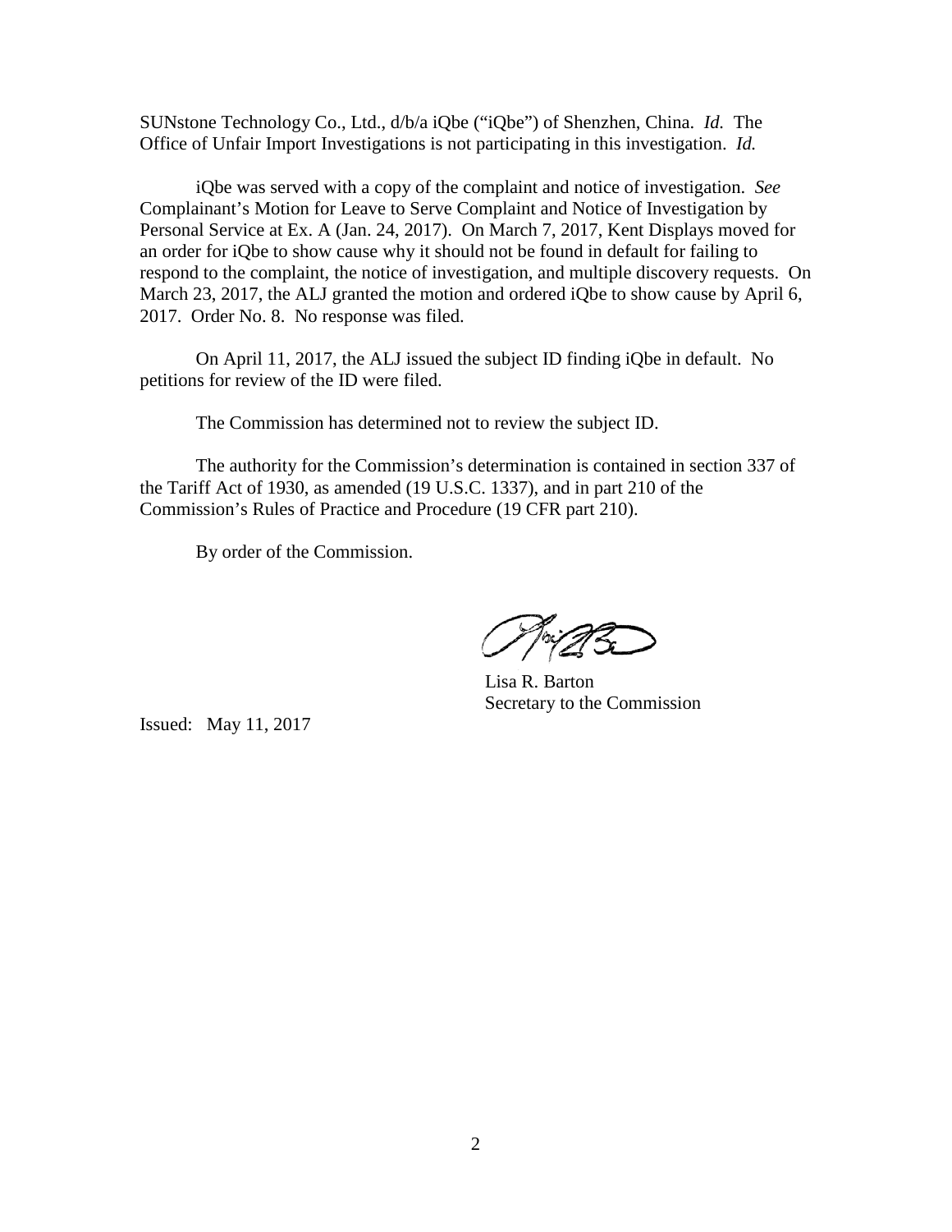SUNstone Technology Co., Ltd., d/b/a iQbe ("iQbe") of Shenzhen, China. *Id.* The Office of Unfair Import Investigations is not participating in this investigation. *Id.*

iQbe was served with a copy of the complaint and notice of investigation. *See* Complainant's Motion for Leave to Serve Complaint and Notice of Investigation by Personal Service at Ex. A (Jan. 24, 2017). On March 7, 2017, Kent Displays moved for an order for iQbe to show cause why it should not be found in default for failing to respond to the complaint, the notice of investigation, and multiple discovery requests. On March 23, 2017, the ALJ granted the motion and ordered iQbe to show cause by April 6, 2017. Order No. 8. No response was filed.

On April 11, 2017, the ALJ issued the subject ID finding iQbe in default. No petitions for review of the ID were filed.

The Commission has determined not to review the subject ID.

The authority for the Commission's determination is contained in section 337 of the Tariff Act of 1930, as amended (19 U.S.C. 1337), and in part 210 of the Commission's Rules of Practice and Procedure (19 CFR part 210).

By order of the Commission.

Lisa R. Barton
Secretary to the Commission

Issued: May 11, 2017